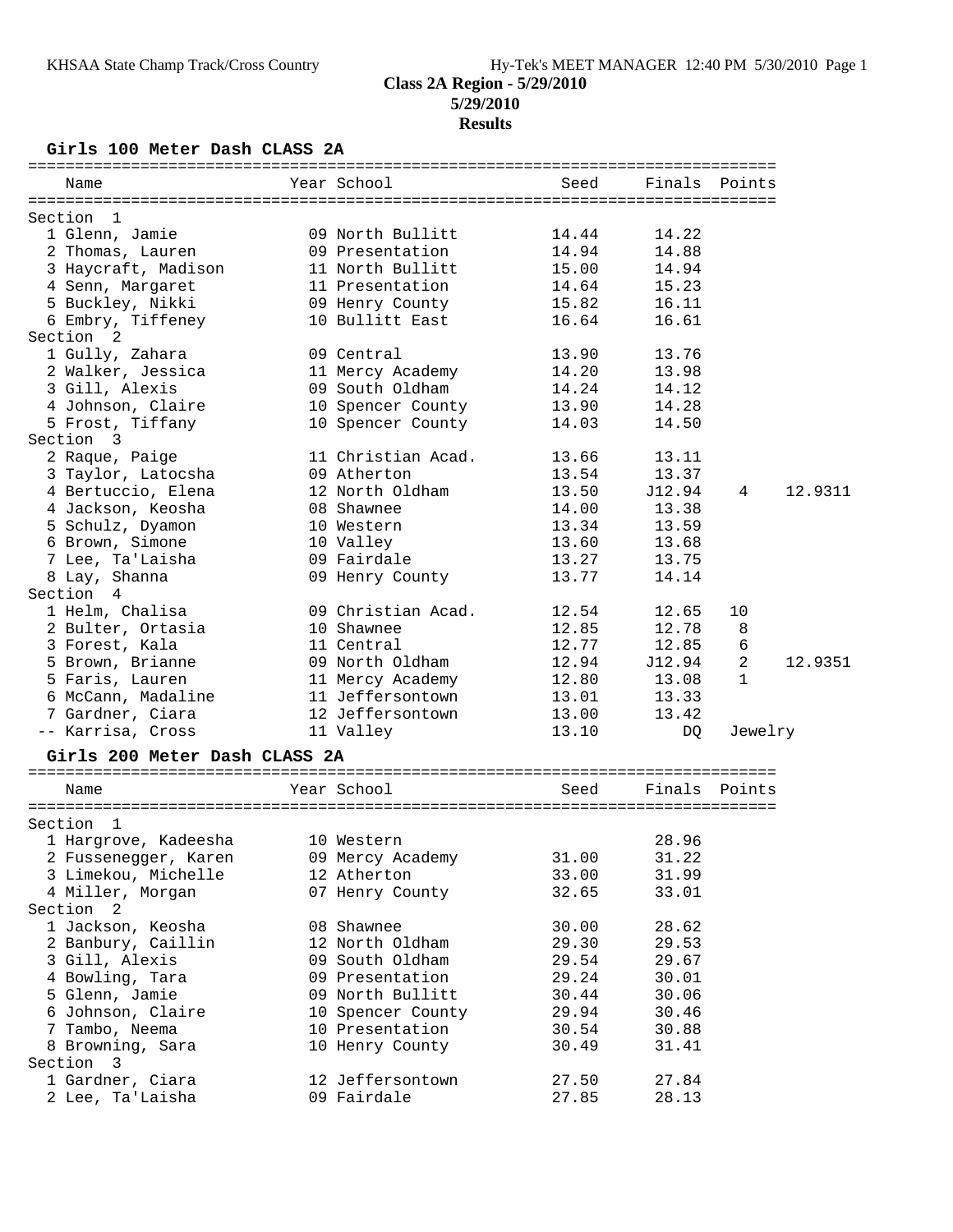**Class 2A Region - 5/29/2010**
**5/29/2010**
**Results**

### Girls 100 Meter Dash CLASS 2A

| Name | Year | School | Seed | Finals | Points | |
|---|---|---|---|---|---|---|
| **Section 1** | | | | | | |
| 1 Glenn, Jamie | 09 | North Bullitt | 14.44 | 14.22 | | |
| 2 Thomas, Lauren | 09 | Presentation | 14.94 | 14.88 | | |
| 3 Haycraft, Madison | 11 | North Bullitt | 15.00 | 14.94 | | |
| 4 Senn, Margaret | 11 | Presentation | 14.64 | 15.23 | | |
| 5 Buckley, Nikki | 09 | Henry County | 15.82 | 16.11 | | |
| 6 Embry, Tiffeney | 10 | Bullitt East | 16.64 | 16.61 | | |
| **Section 2** | | | | | | |
| 1 Gully, Zahara | 09 | Central | 13.90 | 13.76 | | |
| 2 Walker, Jessica | 11 | Mercy Academy | 14.20 | 13.98 | | |
| 3 Gill, Alexis | 09 | South Oldham | 14.24 | 14.12 | | |
| 4 Johnson, Claire | 10 | Spencer County | 13.90 | 14.28 | | |
| 5 Frost, Tiffany | 10 | Spencer County | 14.03 | 14.50 | | |
| **Section 3** | | | | | | |
| 2 Raque, Paige | 11 | Christian Acad. | 13.66 | 13.11 | | |
| 3 Taylor, Latocsha | 09 | Atherton | 13.54 | 13.37 | | |
| 4 Bertuccio, Elena | 12 | North Oldham | 13.50 | J12.94 | 4 | 12.9311 |
| 4 Jackson, Keosha | 08 | Shawnee | 14.00 | 13.38 | | |
| 5 Schulz, Dyamon | 10 | Western | 13.34 | 13.59 | | |
| 6 Brown, Simone | 10 | Valley | 13.60 | 13.68 | | |
| 7 Lee, Ta'Laisha | 09 | Fairdale | 13.27 | 13.75 | | |
| 8 Lay, Shanna | 09 | Henry County | 13.77 | 14.14 | | |
| **Section 4** | | | | | | |
| 1 Helm, Chalisa | 09 | Christian Acad. | 12.54 | 12.65 | 10 | |
| 2 Bulter, Ortasia | 10 | Shawnee | 12.85 | 12.78 | 8 | |
| 3 Forest, Kala | 11 | Central | 12.77 | 12.85 | 6 | |
| 5 Brown, Brianne | 09 | North Oldham | 12.94 | J12.94 | 2 | 12.9351 |
| 5 Faris, Lauren | 11 | Mercy Academy | 12.80 | 13.08 | 1 | |
| 6 McCann, Madaline | 11 | Jeffersontown | 13.01 | 13.33 | | |
| 7 Gardner, Ciara | 12 | Jeffersontown | 13.00 | 13.42 | | |
| -- Karrisa, Cross | 11 | Valley | 13.10 | DQ | Jewelry | |

### Girls 200 Meter Dash CLASS 2A

| Name | Year | School | Seed | Finals | Points |
|---|---|---|---|---|---|
| **Section 1** | | | | | |
| 1 Hargrove, Kadeesha | 10 | Western | | 28.96 | |
| 2 Fussenegger, Karen | 09 | Mercy Academy | 31.00 | 31.22 | |
| 3 Limekou, Michelle | 12 | Atherton | 33.00 | 31.99 | |
| 4 Miller, Morgan | 07 | Henry County | 32.65 | 33.01 | |
| **Section 2** | | | | | |
| 1 Jackson, Keosha | 08 | Shawnee | 30.00 | 28.62 | |
| 2 Banbury, Caillin | 12 | North Oldham | 29.30 | 29.53 | |
| 3 Gill, Alexis | 09 | South Oldham | 29.54 | 29.67 | |
| 4 Bowling, Tara | 09 | Presentation | 29.24 | 30.01 | |
| 5 Glenn, Jamie | 09 | North Bullitt | 30.44 | 30.06 | |
| 6 Johnson, Claire | 10 | Spencer County | 29.94 | 30.46 | |
| 7 Tambo, Neema | 10 | Presentation | 30.54 | 30.88 | |
| 8 Browning, Sara | 10 | Henry County | 30.49 | 31.41 | |
| **Section 3** | | | | | |
| 1 Gardner, Ciara | 12 | Jeffersontown | 27.50 | 27.84 | |
| 2 Lee, Ta'Laisha | 09 | Fairdale | 27.85 | 28.13 | |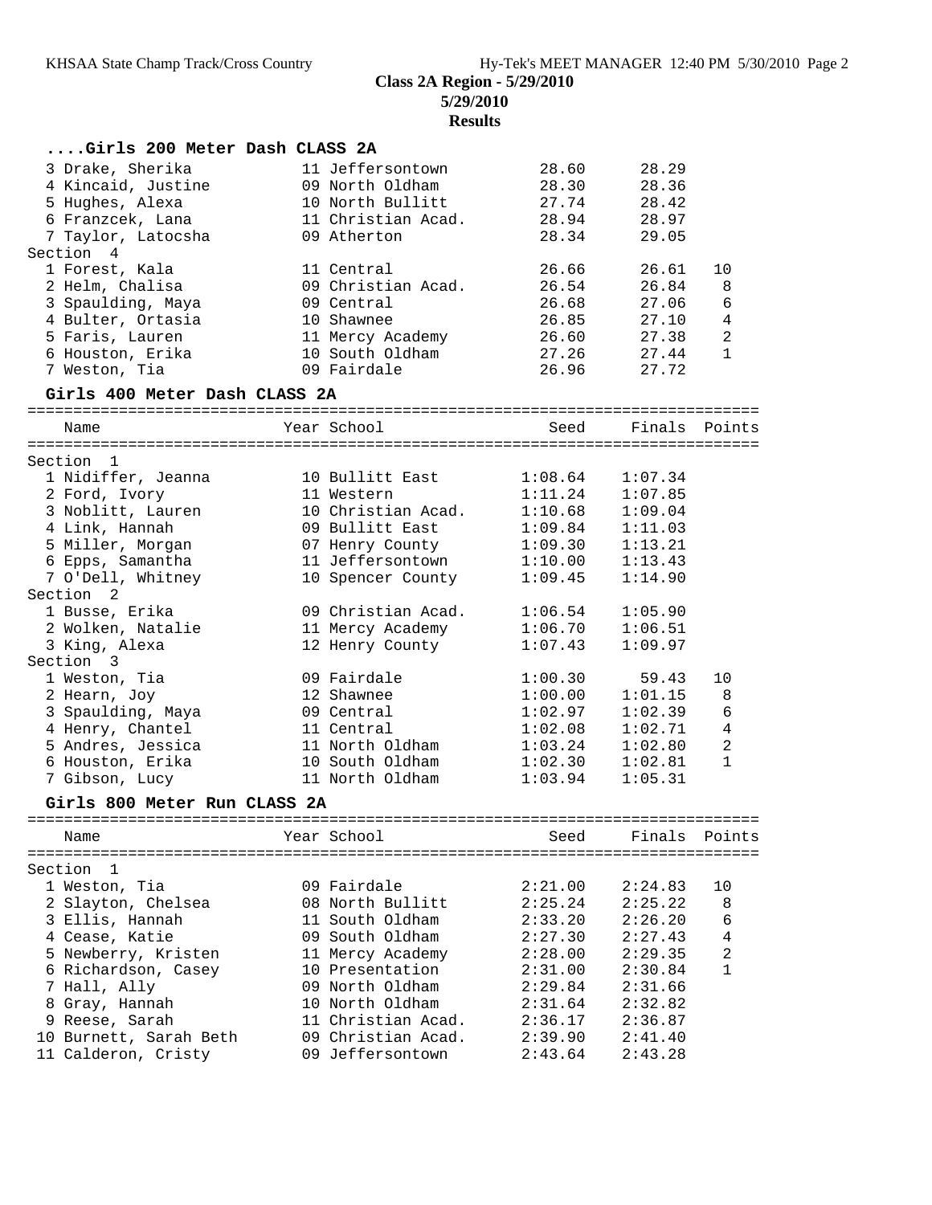## Class 2A Region - 5/29/2010

**5/29/2010**

**Results**

### ....Girls 200 Meter Dash CLASS 2A

| | Name | Year | School | Seed | Finals | Points |
|---|---|---|---|---|---|---|
| 3 | Drake, Sherika | 11 | Jeffersontown | 28.60 | 28.29 | |
| 4 | Kincaid, Justine | 09 | North Oldham | 28.30 | 28.36 | |
| 5 | Hughes, Alexa | 10 | North Bullitt | 27.74 | 28.42 | |
| 6 | Franzcek, Lana | 11 | Christian Acad. | 28.94 | 28.97 | |
| 7 | Taylor, Latocsha | 09 | Atherton | 28.34 | 29.05 | |
| **Section 4** | | | | | | |
| 1 | Forest, Kala | 11 | Central | 26.66 | 26.61 | 10 |
| 2 | Helm, Chalisa | 09 | Christian Acad. | 26.54 | 26.84 | 8 |
| 3 | Spaulding, Maya | 09 | Central | 26.68 | 27.06 | 6 |
| 4 | Bulter, Ortasia | 10 | Shawnee | 26.85 | 27.10 | 4 |
| 5 | Faris, Lauren | 11 | Mercy Academy | 26.60 | 27.38 | 2 |
| 6 | Houston, Erika | 10 | South Oldham | 27.26 | 27.44 | 1 |
| 7 | Weston, Tia | 09 | Fairdale | 26.96 | 27.72 | |

### Girls 400 Meter Dash CLASS 2A

| | Name | Year | School | Seed | Finals | Points |
|---|---|---|---|---|---|---|
| **Section 1** | | | | | | |
| 1 | Nidiffer, Jeanna | 10 | Bullitt East | 1:08.64 | 1:07.34 | |
| 2 | Ford, Ivory | 11 | Western | 1:11.24 | 1:07.85 | |
| 3 | Noblitt, Lauren | 10 | Christian Acad. | 1:10.68 | 1:09.04 | |
| 4 | Link, Hannah | 09 | Bullitt East | 1:09.84 | 1:11.03 | |
| 5 | Miller, Morgan | 07 | Henry County | 1:09.30 | 1:13.21 | |
| 6 | Epps, Samantha | 11 | Jeffersontown | 1:10.00 | 1:13.43 | |
| 7 | O'Dell, Whitney | 10 | Spencer County | 1:09.45 | 1:14.90 | |
| **Section 2** | | | | | | |
| 1 | Busse, Erika | 09 | Christian Acad. | 1:06.54 | 1:05.90 | |
| 2 | Wolken, Natalie | 11 | Mercy Academy | 1:06.70 | 1:06.51 | |
| 3 | King, Alexa | 12 | Henry County | 1:07.43 | 1:09.97 | |
| **Section 3** | | | | | | |
| 1 | Weston, Tia | 09 | Fairdale | 1:00.30 | 59.43 | 10 |
| 2 | Hearn, Joy | 12 | Shawnee | 1:00.00 | 1:01.15 | 8 |
| 3 | Spaulding, Maya | 09 | Central | 1:02.97 | 1:02.39 | 6 |
| 4 | Henry, Chantel | 11 | Central | 1:02.08 | 1:02.71 | 4 |
| 5 | Andres, Jessica | 11 | North Oldham | 1:03.24 | 1:02.80 | 2 |
| 6 | Houston, Erika | 10 | South Oldham | 1:02.30 | 1:02.81 | 1 |
| 7 | Gibson, Lucy | 11 | North Oldham | 1:03.94 | 1:05.31 | |

### Girls 800 Meter Run CLASS 2A

| | Name | Year | School | Seed | Finals | Points |
|---|---|---|---|---|---|---|
| **Section 1** | | | | | | |
| 1 | Weston, Tia | 09 | Fairdale | 2:21.00 | 2:24.83 | 10 |
| 2 | Slayton, Chelsea | 08 | North Bullitt | 2:25.24 | 2:25.22 | 8 |
| 3 | Ellis, Hannah | 11 | South Oldham | 2:33.20 | 2:26.20 | 6 |
| 4 | Cease, Katie | 09 | South Oldham | 2:27.30 | 2:27.43 | 4 |
| 5 | Newberry, Kristen | 11 | Mercy Academy | 2:28.00 | 2:29.35 | 2 |
| 6 | Richardson, Casey | 10 | Presentation | 2:31.00 | 2:30.84 | 1 |
| 7 | Hall, Ally | 09 | North Oldham | 2:29.84 | 2:31.66 | |
| 8 | Gray, Hannah | 10 | North Oldham | 2:31.64 | 2:32.82 | |
| 9 | Reese, Sarah | 11 | Christian Acad. | 2:36.17 | 2:36.87 | |
| 10 | Burnett, Sarah Beth | 09 | Christian Acad. | 2:39.90 | 2:41.40 | |
| 11 | Calderon, Cristy | 09 | Jeffersontown | 2:43.64 | 2:43.28 | |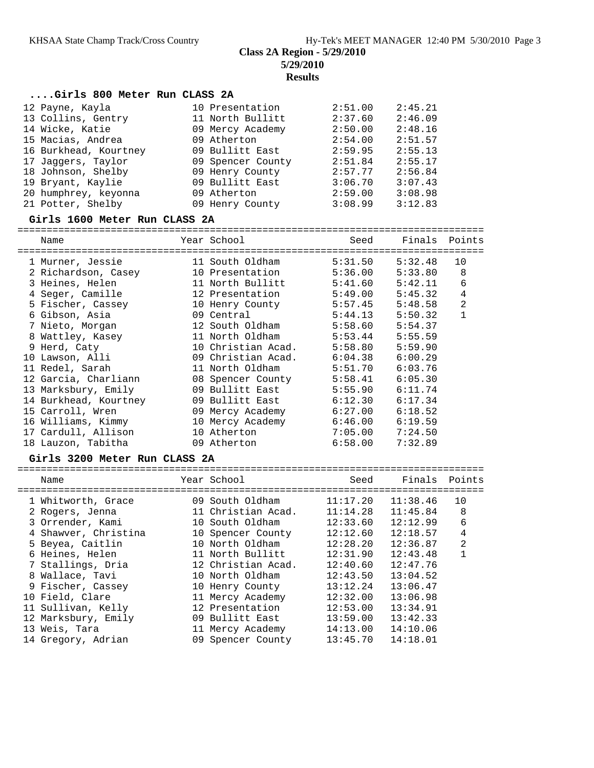**Class 2A Region - 5/29/2010**
**5/29/2010**
**Results**

### ....Girls 800 Meter Run CLASS 2A

| Name | Year | School | Seed | Finals | Points |
|---|---|---|---|---|---|
| 12 Payne, Kayla | 10 | Presentation | 2:51.00 | 2:45.21 | |
| 13 Collins, Gentry | 11 | North Bullitt | 2:37.60 | 2:46.09 | |
| 14 Wicke, Katie | 09 | Mercy Academy | 2:50.00 | 2:48.16 | |
| 15 Macias, Andrea | 09 | Atherton | 2:54.00 | 2:51.57 | |
| 16 Burkhead, Kourtney | 09 | Bullitt East | 2:59.95 | 2:55.13 | |
| 17 Jaggers, Taylor | 09 | Spencer County | 2:51.84 | 2:55.17 | |
| 18 Johnson, Shelby | 09 | Henry County | 2:57.77 | 2:56.84 | |
| 19 Bryant, Kaylie | 09 | Bullitt East | 3:06.70 | 3:07.43 | |
| 20 humphrey, keyonna | 09 | Atherton | 2:59.00 | 3:08.98 | |
| 21 Potter, Shelby | 09 | Henry County | 3:08.99 | 3:12.83 | |

### Girls 1600 Meter Run CLASS 2A

| Name | Year | School | Seed | Finals | Points |
|---|---|---|---|---|---|
| 1 Murner, Jessie | 11 | South Oldham | 5:31.50 | 5:32.48 | 10 |
| 2 Richardson, Casey | 10 | Presentation | 5:36.00 | 5:33.80 | 8 |
| 3 Heines, Helen | 11 | North Bullitt | 5:41.60 | 5:42.11 | 6 |
| 4 Seger, Camille | 12 | Presentation | 5:49.00 | 5:45.32 | 4 |
| 5 Fischer, Cassey | 10 | Henry County | 5:57.45 | 5:48.58 | 2 |
| 6 Gibson, Asia | 09 | Central | 5:44.13 | 5:50.32 | 1 |
| 7 Nieto, Morgan | 12 | South Oldham | 5:58.60 | 5:54.37 | |
| 8 Wattley, Kasey | 11 | North Oldham | 5:53.44 | 5:55.59 | |
| 9 Herd, Caty | 10 | Christian Acad. | 5:58.80 | 5:59.90 | |
| 10 Lawson, Alli | 09 | Christian Acad. | 6:04.38 | 6:00.29 | |
| 11 Redel, Sarah | 11 | North Oldham | 5:51.70 | 6:03.76 | |
| 12 Garcia, Charliann | 08 | Spencer County | 5:58.41 | 6:05.30 | |
| 13 Marksbury, Emily | 09 | Bullitt East | 5:55.90 | 6:11.74 | |
| 14 Burkhead, Kourtney | 09 | Bullitt East | 6:12.30 | 6:17.34 | |
| 15 Carroll, Wren | 09 | Mercy Academy | 6:27.00 | 6:18.52 | |
| 16 Williams, Kimmy | 10 | Mercy Academy | 6:46.00 | 6:19.59 | |
| 17 Cardull, Allison | 10 | Atherton | 7:05.00 | 7:24.50 | |
| 18 Lauzon, Tabitha | 09 | Atherton | 6:58.00 | 7:32.89 | |

### Girls 3200 Meter Run CLASS 2A

| Name | Year | School | Seed | Finals | Points |
|---|---|---|---|---|---|
| 1 Whitworth, Grace | 09 | South Oldham | 11:17.20 | 11:38.46 | 10 |
| 2 Rogers, Jenna | 11 | Christian Acad. | 11:14.28 | 11:45.84 | 8 |
| 3 Orrender, Kami | 10 | South Oldham | 12:33.60 | 12:12.99 | 6 |
| 4 Shawver, Christina | 10 | Spencer County | 12:12.60 | 12:18.57 | 4 |
| 5 Beyea, Caitlin | 10 | North Oldham | 12:28.20 | 12:36.87 | 2 |
| 6 Heines, Helen | 11 | North Bullitt | 12:31.90 | 12:43.48 | 1 |
| 7 Stallings, Dria | 12 | Christian Acad. | 12:40.60 | 12:47.76 | |
| 8 Wallace, Tavi | 10 | North Oldham | 12:43.50 | 13:04.52 | |
| 9 Fischer, Cassey | 10 | Henry County | 13:12.24 | 13:06.47 | |
| 10 Field, Clare | 11 | Mercy Academy | 12:32.00 | 13:06.98 | |
| 11 Sullivan, Kelly | 12 | Presentation | 12:53.00 | 13:34.91 | |
| 12 Marksbury, Emily | 09 | Bullitt East | 13:59.00 | 13:42.33 | |
| 13 Weis, Tara | 11 | Mercy Academy | 14:13.00 | 14:10.06 | |
| 14 Gregory, Adrian | 09 | Spencer County | 13:45.70 | 14:18.01 | |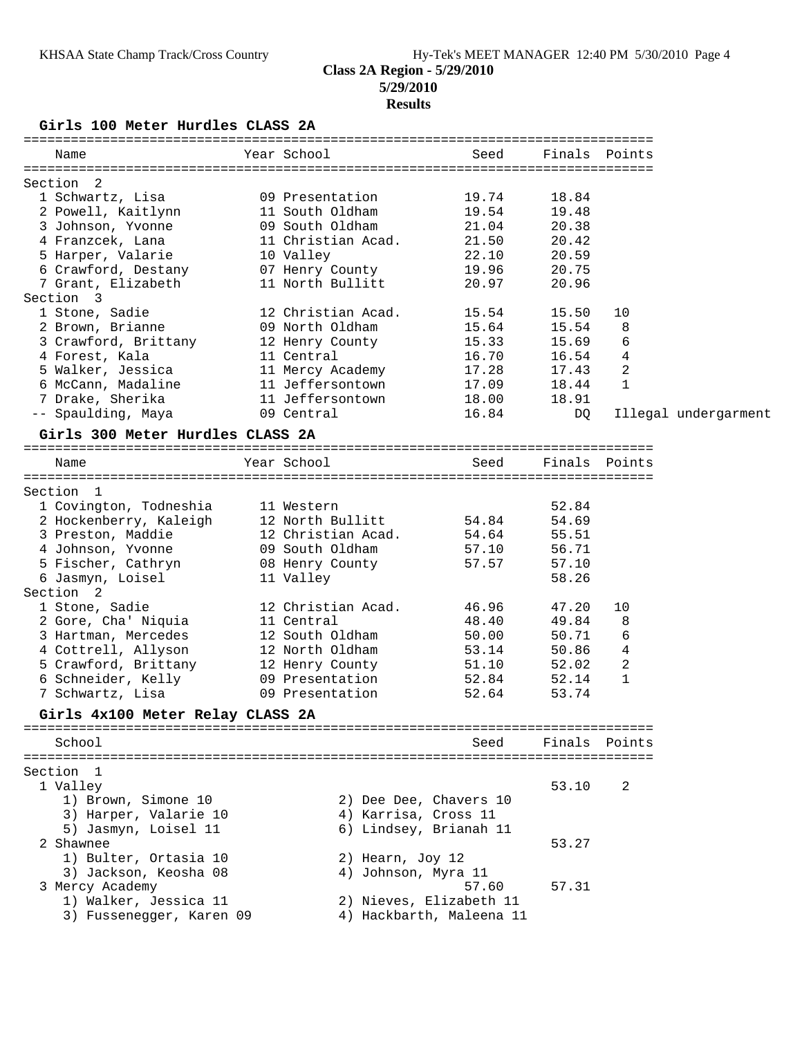# Class 2A Region - 5/29/2010

5/29/2010

**Results**

## Girls 100 Meter Hurdles CLASS 2A

| Name | Year | School | Seed | Finals | Points | |
|---|---|---|---|---|---|---|
| **Section 2** | | | | | | |
| 1 Schwartz, Lisa | 09 | Presentation | 19.74 | 18.84 | | |
| 2 Powell, Kaitlynn | 11 | South Oldham | 19.54 | 19.48 | | |
| 3 Johnson, Yvonne | 09 | South Oldham | 21.04 | 20.38 | | |
| 4 Franzcek, Lana | 11 | Christian Acad. | 21.50 | 20.42 | | |
| 5 Harper, Valarie | 10 | Valley | 22.10 | 20.59 | | |
| 6 Crawford, Destany | 07 | Henry County | 19.96 | 20.75 | | |
| 7 Grant, Elizabeth | 11 | North Bullitt | 20.97 | 20.96 | | |
| **Section 3** | | | | | | |
| 1 Stone, Sadie | 12 | Christian Acad. | 15.54 | 15.50 | 10 | |
| 2 Brown, Brianne | 09 | North Oldham | 15.64 | 15.54 | 8 | |
| 3 Crawford, Brittany | 12 | Henry County | 15.33 | 15.69 | 6 | |
| 4 Forest, Kala | 11 | Central | 16.70 | 16.54 | 4 | |
| 5 Walker, Jessica | 11 | Mercy Academy | 17.28 | 17.43 | 2 | |
| 6 McCann, Madaline | 11 | Jeffersontown | 17.09 | 18.44 | 1 | |
| 7 Drake, Sherika | 11 | Jeffersontown | 18.00 | 18.91 | | |
| -- Spaulding, Maya | 09 | Central | 16.84 | DQ | | Illegal undergarment |

## Girls 300 Meter Hurdles CLASS 2A

| Name | Year | School | Seed | Finals | Points |
|---|---|---|---|---|---|
| **Section 1** | | | | | |
| 1 Covington, Todneshia | 11 | Western | | 52.84 | |
| 2 Hockenberry, Kaleigh | 12 | North Bullitt | 54.84 | 54.69 | |
| 3 Preston, Maddie | 12 | Christian Acad. | 54.64 | 55.51 | |
| 4 Johnson, Yvonne | 09 | South Oldham | 57.10 | 56.71 | |
| 5 Fischer, Cathryn | 08 | Henry County | 57.57 | 57.10 | |
| 6 Jasmyn, Loisel | 11 | Valley | | 58.26 | |
| **Section 2** | | | | | |
| 1 Stone, Sadie | 12 | Christian Acad. | 46.96 | 47.20 | 10 |
| 2 Gore, Cha' Niquia | 11 | Central | 48.40 | 49.84 | 8 |
| 3 Hartman, Mercedes | 12 | South Oldham | 50.00 | 50.71 | 6 |
| 4 Cottrell, Allyson | 12 | North Oldham | 53.14 | 50.86 | 4 |
| 5 Crawford, Brittany | 12 | Henry County | 51.10 | 52.02 | 2 |
| 6 Schneider, Kelly | 09 | Presentation | 52.84 | 52.14 | 1 |
| 7 Schwartz, Lisa | 09 | Presentation | 52.64 | 53.74 | |

## Girls 4x100 Meter Relay CLASS 2A

| School | Seed | Finals | Points |
|---|---|---|---|
| **Section 1** | | | |
| 1 Valley | | 53.10 | 2 |
| 1) Brown, Simone 10; 2) Dee Dee, Chavers 10; 3) Harper, Valarie 10; 4) Karrisa, Cross 11; 5) Jasmyn, Loisel 11; 6) Lindsey, Brianah 11 | | | |
| 2 Shawnee | | 53.27 | |
| 1) Bulter, Ortasia 10; 2) Hearn, Joy 12; 3) Jackson, Keosha 08; 4) Johnson, Myra 11 | | | |
| 3 Mercy Academy | 57.60 | 57.31 | |
| 1) Walker, Jessica 11; 2) Nieves, Elizabeth 11; 3) Fussenegger, Karen 09; 4) Hackbarth, Maleena 11 | | | |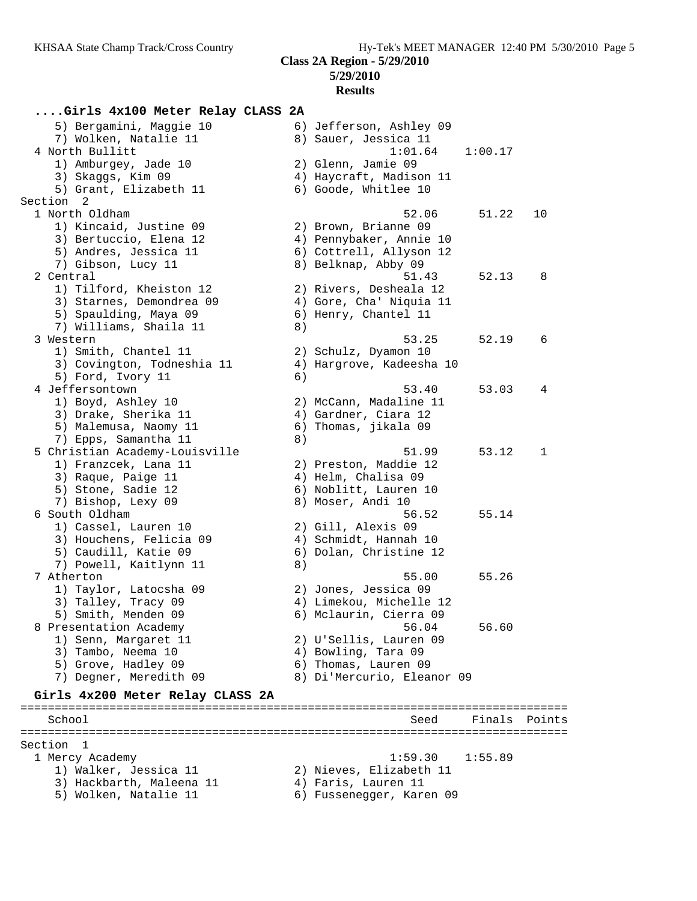**Class 2A Region - 5/29/2010**
**5/29/2010**
**Results**

### ....Girls 4x100 Meter Relay CLASS 2A

```
    5) Bergamini, Maggie 10           6) Jefferson, Ashley 09
    7) Wolken, Natalie 11             8) Sauer, Jessica 11
  4 North Bullitt                                1:01.64    1:00.17
    1) Amburgey, Jade 10              2) Glenn, Jamie 09
    3) Skaggs, Kim 09                 4) Haycraft, Madison 11
    5) Grant, Elizabeth 11            6) Goode, Whitlee 10
Section  2
  1 North Oldham                                   52.06      51.22   10
    1) Kincaid, Justine 09            2) Brown, Brianne 09
    3) Bertuccio, Elena 12            4) Pennybaker, Annie 10
    5) Andres, Jessica 11             6) Cottrell, Allyson 12
    7) Gibson, Lucy 11                8) Belknap, Abby 09
  2 Central                                        51.43      52.13    8
    1) Tilford, Kheiston 12           2) Rivers, Desheala 12
    3) Starnes, Demondrea 09          4) Gore, Cha' Niquia 11
    5) Spaulding, Maya 09             6) Henry, Chantel 11
    7) Williams, Shaila 11            8)
  3 Western                                        53.25      52.19    6
    1) Smith, Chantel 11              2) Schulz, Dyamon 10
    3) Covington, Todneshia 11        4) Hargrove, Kadeesha 10
    5) Ford, Ivory 11                 6)
  4 Jeffersontown                                  53.40      53.03    4
    1) Boyd, Ashley 10                2) McCann, Madaline 11
    3) Drake, Sherika 11              4) Gardner, Ciara 12
    5) Malemusa, Naomy 11             6) Thomas, jikala 09
    7) Epps, Samantha 11              8)
  5 Christian Academy-Louisville                   51.99      53.12    1
    1) Franzcek, Lana 11              2) Preston, Maddie 12
    3) Raque, Paige 11                4) Helm, Chalisa 09
    5) Stone, Sadie 12                6) Noblitt, Lauren 10
    7) Bishop, Lexy 09                8) Moser, Andi 10
  6 South Oldham                                   56.52      55.14
    1) Cassel, Lauren 10              2) Gill, Alexis 09
    3) Houchens, Felicia 09           4) Schmidt, Hannah 10
    5) Caudill, Katie 09              6) Dolan, Christine 12
    7) Powell, Kaitlynn 11            8)
  7 Atherton                                       55.00      55.26
    1) Taylor, Latocsha 09            2) Jones, Jessica 09
    3) Talley, Tracy 09               4) Limekou, Michelle 12
    5) Smith, Menden 09               6) Mclaurin, Cierra 09
  8 Presentation Academy                           56.04      56.60
    1) Senn, Margaret 11              2) U'Sellis, Lauren 09
    3) Tambo, Neema 10                4) Bowling, Tara 09
    5) Grove, Hadley 09               6) Thomas, Lauren 09
    7) Degner, Meredith 09            8) Di'Mercurio, Eleanor 09
```

### Girls 4x200 Meter Relay CLASS 2A

```
================================================================================
    School                                          Seed     Finals  Points
================================================================================
Section  1
  1 Mercy Academy                                1:59.30    1:55.89
    1) Walker, Jessica 11             2) Nieves, Elizabeth 11
    3) Hackbarth, Maleena 11          4) Faris, Lauren 11
    5) Wolken, Natalie 11             6) Fussenegger, Karen 09
```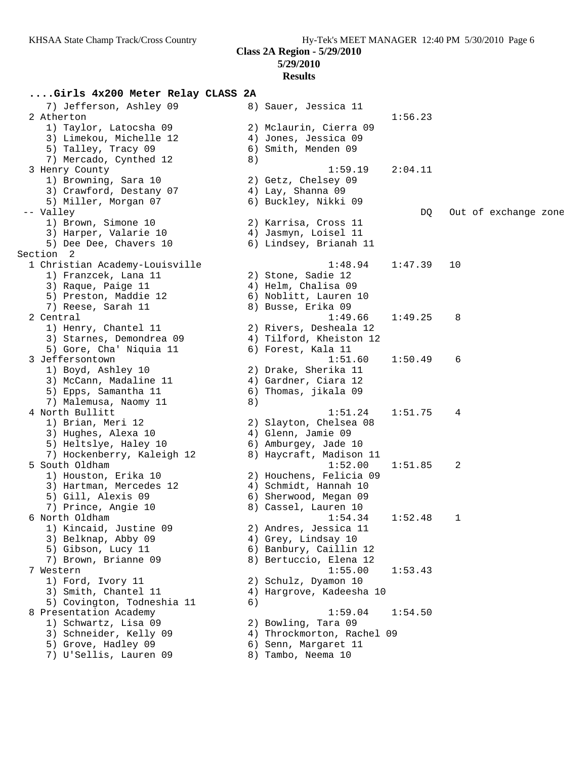**Class 2A Region - 5/29/2010**

**5/29/2010**

**Results**

```
....Girls 4x200 Meter Relay CLASS 2A
    7) Jefferson, Ashley 09             8) Sauer, Jessica 11
  2 Atherton                                              1:56.23
    1) Taylor, Latocsha 09              2) Mclaurin, Cierra 09
    3) Limekou, Michelle 12             4) Jones, Jessica 09
    5) Talley, Tracy 09                 6) Smith, Menden 09
    7) Mercado, Cynthed 12              8)
  3 Henry County                                1:59.19   2:04.11
    1) Browning, Sara 10                2) Getz, Chelsey 09
    3) Crawford, Destany 07             4) Lay, Shanna 09
    5) Miller, Morgan 07                6) Buckley, Nikki 09
 -- Valley                                                     DQ   Out of exchange zone
    1) Brown, Simone 10                 2) Karrisa, Cross 11
    3) Harper, Valarie 10               4) Jasmyn, Loisel 11
    5) Dee Dee, Chavers 10              6) Lindsey, Brianah 11
Section  2
  1 Christian Academy-Louisville                1:48.94   1:47.39   10
    1) Franzcek, Lana 11                2) Stone, Sadie 12
    3) Raque, Paige 11                  4) Helm, Chalisa 09
    5) Preston, Maddie 12               6) Noblitt, Lauren 10
    7) Reese, Sarah 11                  8) Busse, Erika 09
  2 Central                                     1:49.66   1:49.25    8
    1) Henry, Chantel 11                2) Rivers, Desheala 12
    3) Starnes, Demondrea 09            4) Tilford, Kheiston 12
    5) Gore, Cha' Niquia 11             6) Forest, Kala 11
  3 Jeffersontown                               1:51.60   1:50.49    6
    1) Boyd, Ashley 10                  2) Drake, Sherika 11
    3) McCann, Madaline 11              4) Gardner, Ciara 12
    5) Epps, Samantha 11                6) Thomas, jikala 09
    7) Malemusa, Naomy 11               8)
  4 North Bullitt                               1:51.24   1:51.75    4
    1) Brian, Meri 12                   2) Slayton, Chelsea 08
    3) Hughes, Alexa 10                 4) Glenn, Jamie 09
    5) Heltslye, Haley 10               6) Amburgey, Jade 10
    7) Hockenberry, Kaleigh 12          8) Haycraft, Madison 11
  5 South Oldham                                1:52.00   1:51.85    2
    1) Houston, Erika 10                2) Houchens, Felicia 09
    3) Hartman, Mercedes 12             4) Schmidt, Hannah 10
    5) Gill, Alexis 09                  6) Sherwood, Megan 09
    7) Prince, Angie 10                 8) Cassel, Lauren 10
  6 North Oldham                                1:54.34   1:52.48    1
    1) Kincaid, Justine 09              2) Andres, Jessica 11
    3) Belknap, Abby 09                 4) Grey, Lindsay 10
    5) Gibson, Lucy 11                  6) Banbury, Caillin 12
    7) Brown, Brianne 09                8) Bertuccio, Elena 12
  7 Western                                     1:55.00   1:53.43
    1) Ford, Ivory 11                   2) Schulz, Dyamon 10
    3) Smith, Chantel 11                4) Hargrove, Kadeesha 10
    5) Covington, Todneshia 11          6)
  8 Presentation Academy                        1:59.04   1:54.50
    1) Schwartz, Lisa 09                2) Bowling, Tara 09
    3) Schneider, Kelly 09              4) Throckmorton, Rachel 09
    5) Grove, Hadley 09                 6) Senn, Margaret 11
    7) U'Sellis, Lauren 09              8) Tambo, Neema 10
```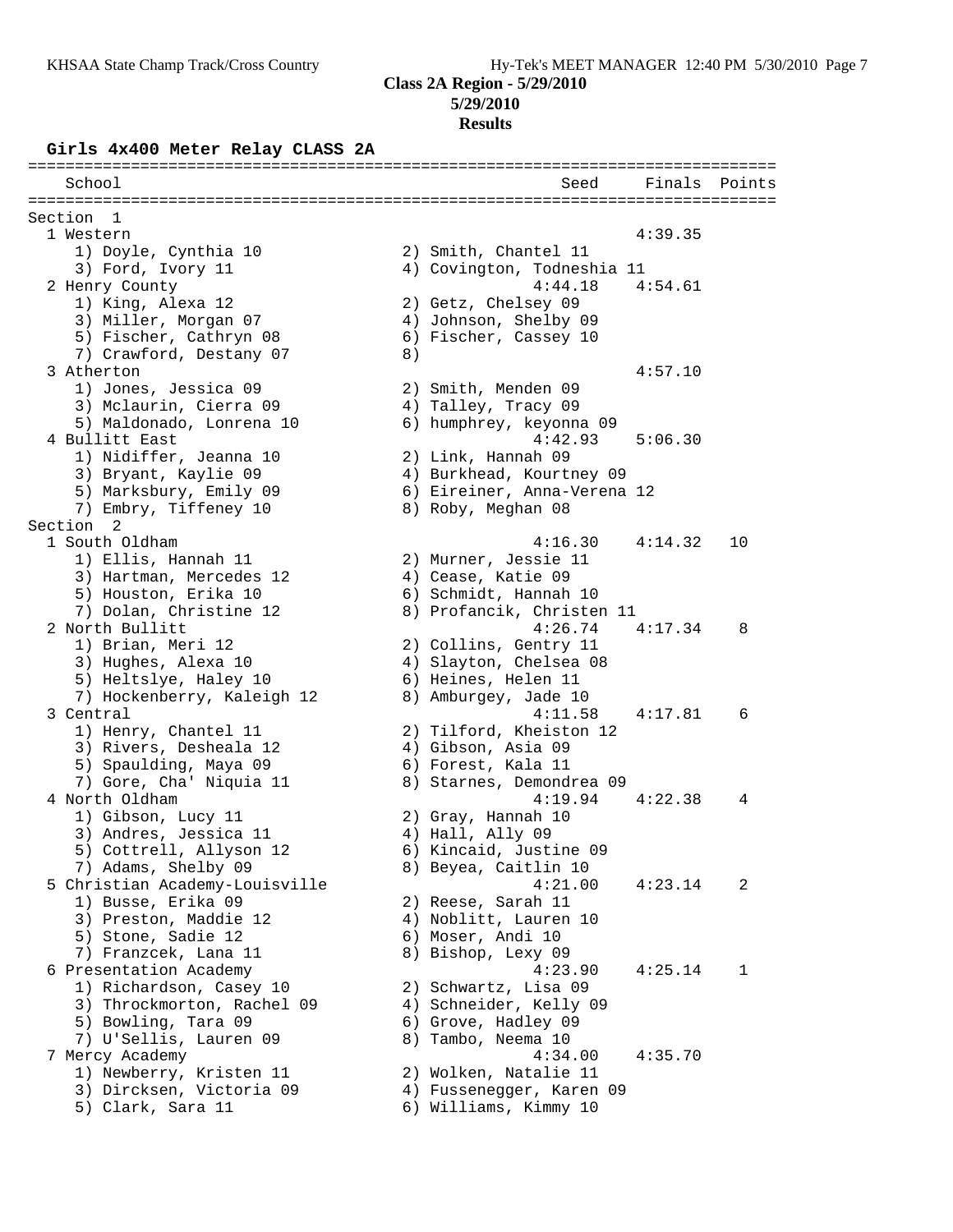**Class 2A Region - 5/29/2010**

**5/29/2010**

**Results**

### Girls 4x400 Meter Relay CLASS 2A

```
===============================================================================
   School                                             Seed     Finals  Points
===============================================================================
Section  1
  1 Western                                                   4:39.35
     1) Doyle, Cynthia 10               2) Smith, Chantel 11
     3) Ford, Ivory 11                  4) Covington, Todneshia 11
  2 Henry County                                      4:44.18    4:54.61
     1) King, Alexa 12                  2) Getz, Chelsey 09
     3) Miller, Morgan 07               4) Johnson, Shelby 09
     5) Fischer, Cathryn 08             6) Fischer, Cassey 10
     7) Crawford, Destany 07            8)
  3 Atherton                                                  4:57.10
     1) Jones, Jessica 09               2) Smith, Menden 09
     3) Mclaurin, Cierra 09             4) Talley, Tracy 09
     5) Maldonado, Lonrena 10           6) humphrey, keyonna 09
  4 Bullitt East                                      4:42.93    5:06.30
     1) Nidiffer, Jeanna 10             2) Link, Hannah 09
     3) Bryant, Kaylie 09               4) Burkhead, Kourtney 09
     5) Marksbury, Emily 09             6) Eireiner, Anna-Verena 12
     7) Embry, Tiffeney 10              8) Roby, Meghan 08
Section  2
  1 South Oldham                                      4:16.30    4:14.32   10
     1) Ellis, Hannah 11                2) Murner, Jessie 11
     3) Hartman, Mercedes 12            4) Cease, Katie 09
     5) Houston, Erika 10               6) Schmidt, Hannah 10
     7) Dolan, Christine 12             8) Profancik, Christen 11
  2 North Bullitt                                     4:26.74    4:17.34    8
     1) Brian, Meri 12                  2) Collins, Gentry 11
     3) Hughes, Alexa 10                4) Slayton, Chelsea 08
     5) Heltslye, Haley 10              6) Heines, Helen 11
     7) Hockenberry, Kaleigh 12         8) Amburgey, Jade 10
  3 Central                                           4:11.58    4:17.81    6
     1) Henry, Chantel 11               2) Tilford, Kheiston 12
     3) Rivers, Desheala 12             4) Gibson, Asia 09
     5) Spaulding, Maya 09              6) Forest, Kala 11
     7) Gore, Cha' Niquia 11            8) Starnes, Demondrea 09
  4 North Oldham                                      4:19.94    4:22.38    4
     1) Gibson, Lucy 11                 2) Gray, Hannah 10
     3) Andres, Jessica 11              4) Hall, Ally 09
     5) Cottrell, Allyson 12            6) Kincaid, Justine 09
     7) Adams, Shelby 09                8) Beyea, Caitlin 10
  5 Christian Academy-Louisville                      4:21.00    4:23.14    2
     1) Busse, Erika 09                 2) Reese, Sarah 11
     3) Preston, Maddie 12              4) Noblitt, Lauren 10
     5) Stone, Sadie 12                 6) Moser, Andi 10
     7) Franzcek, Lana 11               8) Bishop, Lexy 09
  6 Presentation Academy                              4:23.90    4:25.14    1
     1) Richardson, Casey 10            2) Schwartz, Lisa 09
     3) Throckmorton, Rachel 09         4) Schneider, Kelly 09
     5) Bowling, Tara 09                6) Grove, Hadley 09
     7) U'Sellis, Lauren 09             8) Tambo, Neema 10
  7 Mercy Academy                                     4:34.00    4:35.70
     1) Newberry, Kristen 11            2) Wolken, Natalie 11
     3) Dircksen, Victoria 09           4) Fussenegger, Karen 09
     5) Clark, Sara 11                  6) Williams, Kimmy 10
```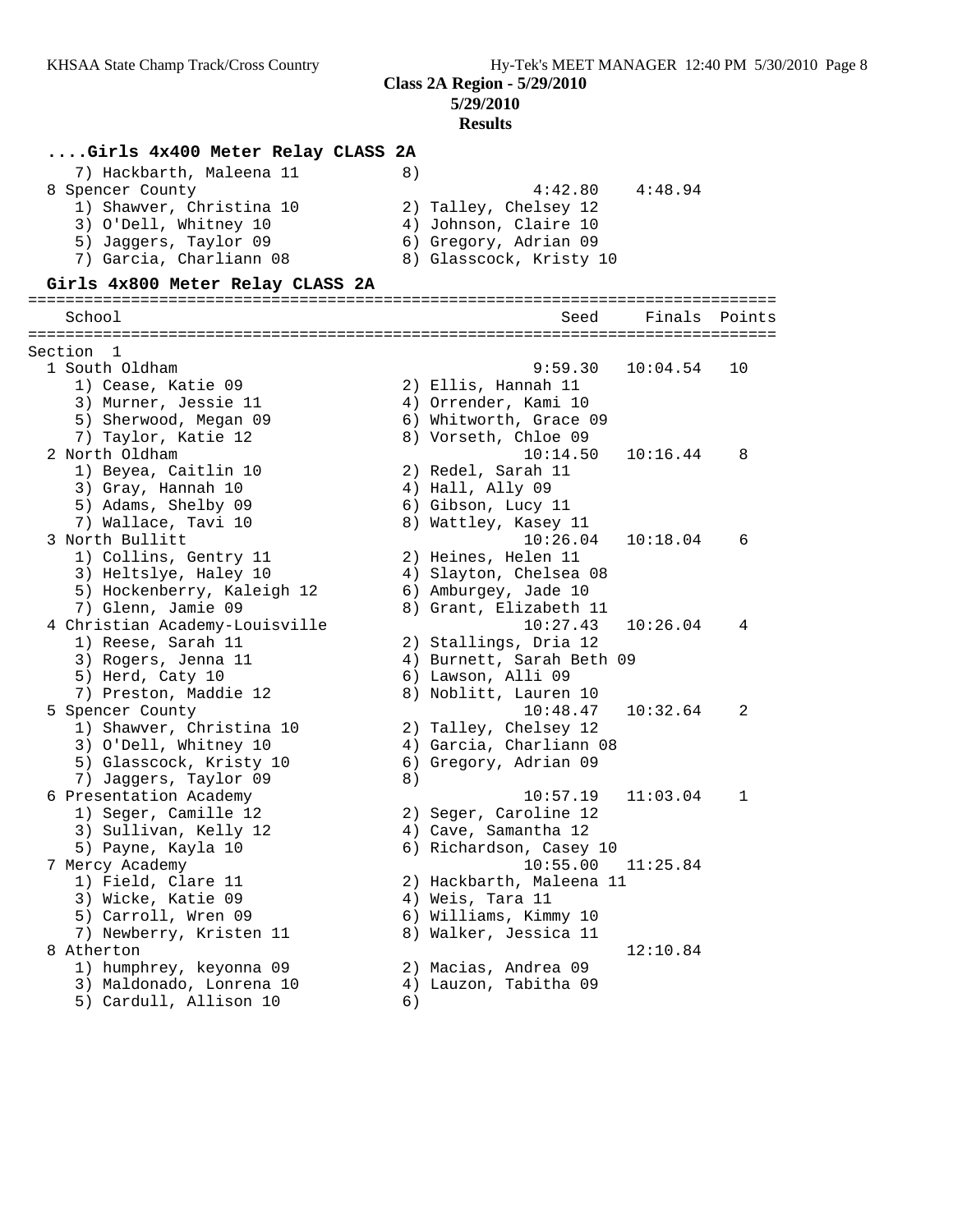**Class 2A Region - 5/29/2010**
**5/29/2010**
**Results**

### ....Girls 4x400 Meter Relay CLASS 2A

```
   7) Hackbarth, Maleena 11           8)
 8 Spencer County                                   4:42.80    4:48.94
   1) Shawver, Christina 10           2) Talley, Chelsey 12
   3) O'Dell, Whitney 10              4) Johnson, Claire 10
   5) Jaggers, Taylor 09              6) Gregory, Adrian 09
   7) Garcia, Charliann 08            8) Glasscock, Kristy 10
```

### Girls 4x800 Meter Relay CLASS 2A

```
================================================================================
    School                                            Seed     Finals  Points
================================================================================
Section  1
  1 South Oldham                                    9:59.30   10:04.54   10
     1) Cease, Katie 09                 2) Ellis, Hannah 11
     3) Murner, Jessie 11               4) Orrender, Kami 10
     5) Sherwood, Megan 09              6) Whitworth, Grace 09
     7) Taylor, Katie 12                8) Vorseth, Chloe 09
  2 North Oldham                                   10:14.50   10:16.44    8
     1) Beyea, Caitlin 10               2) Redel, Sarah 11
     3) Gray, Hannah 10                 4) Hall, Ally 09
     5) Adams, Shelby 09                6) Gibson, Lucy 11
     7) Wallace, Tavi 10                8) Wattley, Kasey 11
  3 North Bullitt                                  10:26.04   10:18.04    6
     1) Collins, Gentry 11              2) Heines, Helen 11
     3) Heltslye, Haley 10              4) Slayton, Chelsea 08
     5) Hockenberry, Kaleigh 12         6) Amburgey, Jade 10
     7) Glenn, Jamie 09                 8) Grant, Elizabeth 11
  4 Christian Academy-Louisville                   10:27.43   10:26.04    4
     1) Reese, Sarah 11                 2) Stallings, Dria 12
     3) Rogers, Jenna 11                4) Burnett, Sarah Beth 09
     5) Herd, Caty 10                   6) Lawson, Alli 09
     7) Preston, Maddie 12              8) Noblitt, Lauren 10
  5 Spencer County                                 10:48.47   10:32.64    2
     1) Shawver, Christina 10           2) Talley, Chelsey 12
     3) O'Dell, Whitney 10              4) Garcia, Charliann 08
     5) Glasscock, Kristy 10            6) Gregory, Adrian 09
     7) Jaggers, Taylor 09              8)
  6 Presentation Academy                           10:57.19   11:03.04    1
     1) Seger, Camille 12               2) Seger, Caroline 12
     3) Sullivan, Kelly 12              4) Cave, Samantha 12
     5) Payne, Kayla 10                 6) Richardson, Casey 10
  7 Mercy Academy                                  10:55.00   11:25.84
     1) Field, Clare 11                 2) Hackbarth, Maleena 11
     3) Wicke, Katie 09                 4) Weis, Tara 11
     5) Carroll, Wren 09                6) Williams, Kimmy 10
     7) Newberry, Kristen 11            8) Walker, Jessica 11
  8 Atherton                                                  12:10.84
     1) humphrey, keyonna 09            2) Macias, Andrea 09
     3) Maldonado, Lonrena 10           4) Lauzon, Tabitha 09
     5) Cardull, Allison 10             6)
```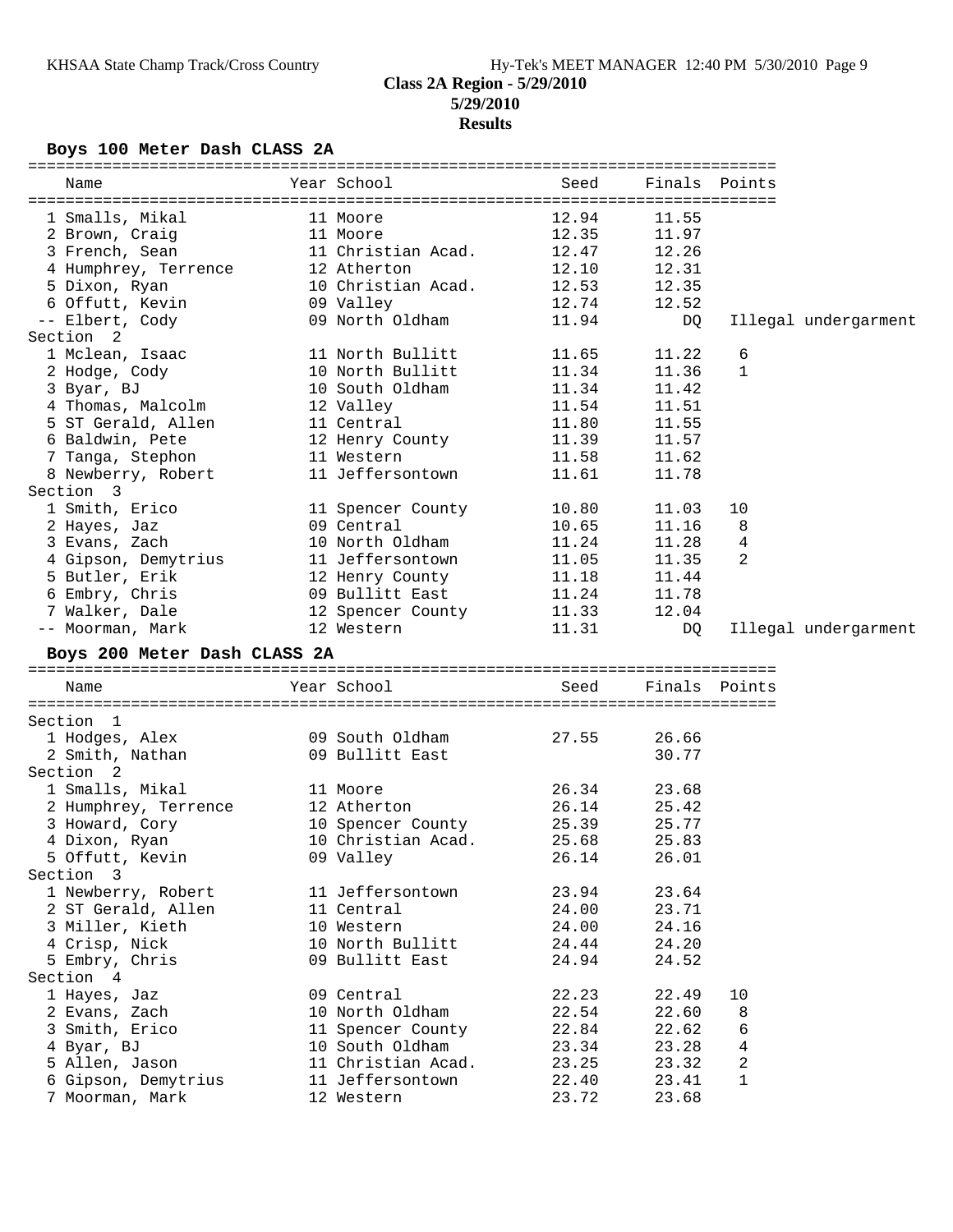# Class 2A Region - 5/29/2010

**5/29/2010**

**Results**

## Boys 100 Meter Dash CLASS 2A

| Name | Year | School | Seed | Finals | Points |
|---|---|---|---|---|---|
| 1 Smalls, Mikal | 11 | Moore | 12.94 | 11.55 | |
| 2 Brown, Craig | 11 | Moore | 12.35 | 11.97 | |
| 3 French, Sean | 11 | Christian Acad. | 12.47 | 12.26 | |
| 4 Humphrey, Terrence | 12 | Atherton | 12.10 | 12.31 | |
| 5 Dixon, Ryan | 10 | Christian Acad. | 12.53 | 12.35 | |
| 6 Offutt, Kevin | 09 | Valley | 12.74 | 12.52 | |
| -- Elbert, Cody | 09 | North Oldham | 11.94 | DQ | Illegal undergarment |
| **Section 2** | | | | | |
| 1 Mclean, Isaac | 11 | North Bullitt | 11.65 | 11.22 | 6 |
| 2 Hodge, Cody | 10 | North Bullitt | 11.34 | 11.36 | 1 |
| 3 Byar, BJ | 10 | South Oldham | 11.34 | 11.42 | |
| 4 Thomas, Malcolm | 12 | Valley | 11.54 | 11.51 | |
| 5 ST Gerald, Allen | 11 | Central | 11.80 | 11.55 | |
| 6 Baldwin, Pete | 12 | Henry County | 11.39 | 11.57 | |
| 7 Tanga, Stephon | 11 | Western | 11.58 | 11.62 | |
| 8 Newberry, Robert | 11 | Jeffersontown | 11.61 | 11.78 | |
| **Section 3** | | | | | |
| 1 Smith, Erico | 11 | Spencer County | 10.80 | 11.03 | 10 |
| 2 Hayes, Jaz | 09 | Central | 10.65 | 11.16 | 8 |
| 3 Evans, Zach | 10 | North Oldham | 11.24 | 11.28 | 4 |
| 4 Gipson, Demytrius | 11 | Jeffersontown | 11.05 | 11.35 | 2 |
| 5 Butler, Erik | 12 | Henry County | 11.18 | 11.44 | |
| 6 Embry, Chris | 09 | Bullitt East | 11.24 | 11.78 | |
| 7 Walker, Dale | 12 | Spencer County | 11.33 | 12.04 | |
| -- Moorman, Mark | 12 | Western | 11.31 | DQ | Illegal undergarment |

## Boys 200 Meter Dash CLASS 2A

| Name | Year | School | Seed | Finals | Points |
|---|---|---|---|---|---|
| **Section 1** | | | | | |
| 1 Hodges, Alex | 09 | South Oldham | 27.55 | 26.66 | |
| 2 Smith, Nathan | 09 | Bullitt East | | 30.77 | |
| **Section 2** | | | | | |
| 1 Smalls, Mikal | 11 | Moore | 26.34 | 23.68 | |
| 2 Humphrey, Terrence | 12 | Atherton | 26.14 | 25.42 | |
| 3 Howard, Cory | 10 | Spencer County | 25.39 | 25.77 | |
| 4 Dixon, Ryan | 10 | Christian Acad. | 25.68 | 25.83 | |
| 5 Offutt, Kevin | 09 | Valley | 26.14 | 26.01 | |
| **Section 3** | | | | | |
| 1 Newberry, Robert | 11 | Jeffersontown | 23.94 | 23.64 | |
| 2 ST Gerald, Allen | 11 | Central | 24.00 | 23.71 | |
| 3 Miller, Kieth | 10 | Western | 24.00 | 24.16 | |
| 4 Crisp, Nick | 10 | North Bullitt | 24.44 | 24.20 | |
| 5 Embry, Chris | 09 | Bullitt East | 24.94 | 24.52 | |
| **Section 4** | | | | | |
| 1 Hayes, Jaz | 09 | Central | 22.23 | 22.49 | 10 |
| 2 Evans, Zach | 10 | North Oldham | 22.54 | 22.60 | 8 |
| 3 Smith, Erico | 11 | Spencer County | 22.84 | 22.62 | 6 |
| 4 Byar, BJ | 10 | South Oldham | 23.34 | 23.28 | 4 |
| 5 Allen, Jason | 11 | Christian Acad. | 23.25 | 23.32 | 2 |
| 6 Gipson, Demytrius | 11 | Jeffersontown | 22.40 | 23.41 | 1 |
| 7 Moorman, Mark | 12 | Western | 23.72 | 23.68 | |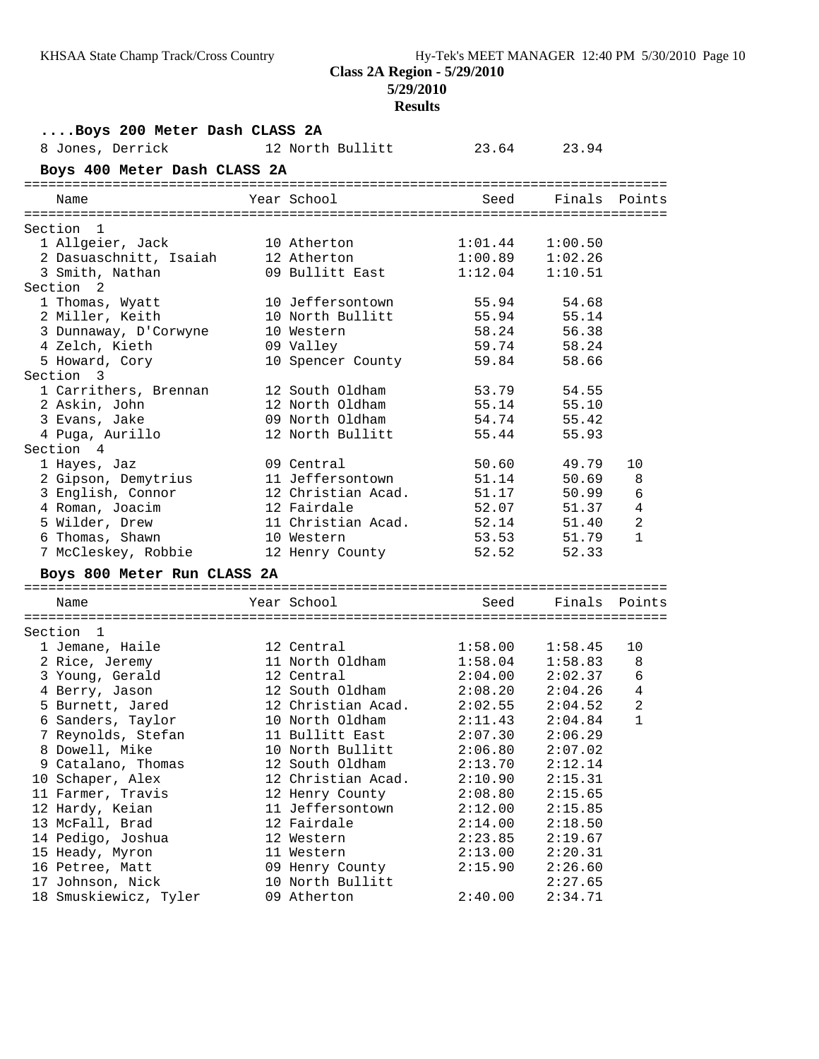**Class 2A Region - 5/29/2010**
**5/29/2010**
**Results**

### ....Boys 200 Meter Dash CLASS 2A

| Place | Name | Year | School | Seed | Finals | Points |
|---|---|---|---|---|---|---|
| 8 | Jones, Derrick | 12 | North Bullitt | 23.64 | 23.94 | |

### Boys 400 Meter Dash CLASS 2A

| Place | Name | Year | School | Seed | Finals | Points |
|---|---|---|---|---|---|---|
| **Section 1** | | | | | | |
| 1 | Allgeier, Jack | 10 | Atherton | 1:01.44 | 1:00.50 | |
| 2 | Dasuaschnitt, Isaiah | 12 | Atherton | 1:00.89 | 1:02.26 | |
| 3 | Smith, Nathan | 09 | Bullitt East | 1:12.04 | 1:10.51 | |
| **Section 2** | | | | | | |
| 1 | Thomas, Wyatt | 10 | Jeffersontown | 55.94 | 54.68 | |
| 2 | Miller, Keith | 10 | North Bullitt | 55.94 | 55.14 | |
| 3 | Dunnaway, D'Corwyne | 10 | Western | 58.24 | 56.38 | |
| 4 | Zelch, Kieth | 09 | Valley | 59.74 | 58.24 | |
| 5 | Howard, Cory | 10 | Spencer County | 59.84 | 58.66 | |
| **Section 3** | | | | | | |
| 1 | Carrithers, Brennan | 12 | South Oldham | 53.79 | 54.55 | |
| 2 | Askin, John | 12 | North Oldham | 55.14 | 55.10 | |
| 3 | Evans, Jake | 09 | North Oldham | 54.74 | 55.42 | |
| 4 | Puga, Aurillo | 12 | North Bullitt | 55.44 | 55.93 | |
| **Section 4** | | | | | | |
| 1 | Hayes, Jaz | 09 | Central | 50.60 | 49.79 | 10 |
| 2 | Gipson, Demytrius | 11 | Jeffersontown | 51.14 | 50.69 | 8 |
| 3 | English, Connor | 12 | Christian Acad. | 51.17 | 50.99 | 6 |
| 4 | Roman, Joacim | 12 | Fairdale | 52.07 | 51.37 | 4 |
| 5 | Wilder, Drew | 11 | Christian Acad. | 52.14 | 51.40 | 2 |
| 6 | Thomas, Shawn | 10 | Western | 53.53 | 51.79 | 1 |
| 7 | McCleskey, Robbie | 12 | Henry County | 52.52 | 52.33 | |

### Boys 800 Meter Run CLASS 2A

| Place | Name | Year | School | Seed | Finals | Points |
|---|---|---|---|---|---|---|
| **Section 1** | | | | | | |
| 1 | Jemane, Haile | 12 | Central | 1:58.00 | 1:58.45 | 10 |
| 2 | Rice, Jeremy | 11 | North Oldham | 1:58.04 | 1:58.83 | 8 |
| 3 | Young, Gerald | 12 | Central | 2:04.00 | 2:02.37 | 6 |
| 4 | Berry, Jason | 12 | South Oldham | 2:08.20 | 2:04.26 | 4 |
| 5 | Burnett, Jared | 12 | Christian Acad. | 2:02.55 | 2:04.52 | 2 |
| 6 | Sanders, Taylor | 10 | North Oldham | 2:11.43 | 2:04.84 | 1 |
| 7 | Reynolds, Stefan | 11 | Bullitt East | 2:07.30 | 2:06.29 | |
| 8 | Dowell, Mike | 10 | North Bullitt | 2:06.80 | 2:07.02 | |
| 9 | Catalano, Thomas | 12 | South Oldham | 2:13.70 | 2:12.14 | |
| 10 | Schaper, Alex | 12 | Christian Acad. | 2:10.90 | 2:15.31 | |
| 11 | Farmer, Travis | 12 | Henry County | 2:08.80 | 2:15.65 | |
| 12 | Hardy, Keian | 11 | Jeffersontown | 2:12.00 | 2:15.85 | |
| 13 | McFall, Brad | 12 | Fairdale | 2:14.00 | 2:18.50 | |
| 14 | Pedigo, Joshua | 12 | Western | 2:23.85 | 2:19.67 | |
| 15 | Heady, Myron | 11 | Western | 2:13.00 | 2:20.31 | |
| 16 | Petree, Matt | 09 | Henry County | 2:15.90 | 2:26.60 | |
| 17 | Johnson, Nick | 10 | North Bullitt | | 2:27.65 | |
| 18 | Smuskiewicz, Tyler | 09 | Atherton | 2:40.00 | 2:34.71 | |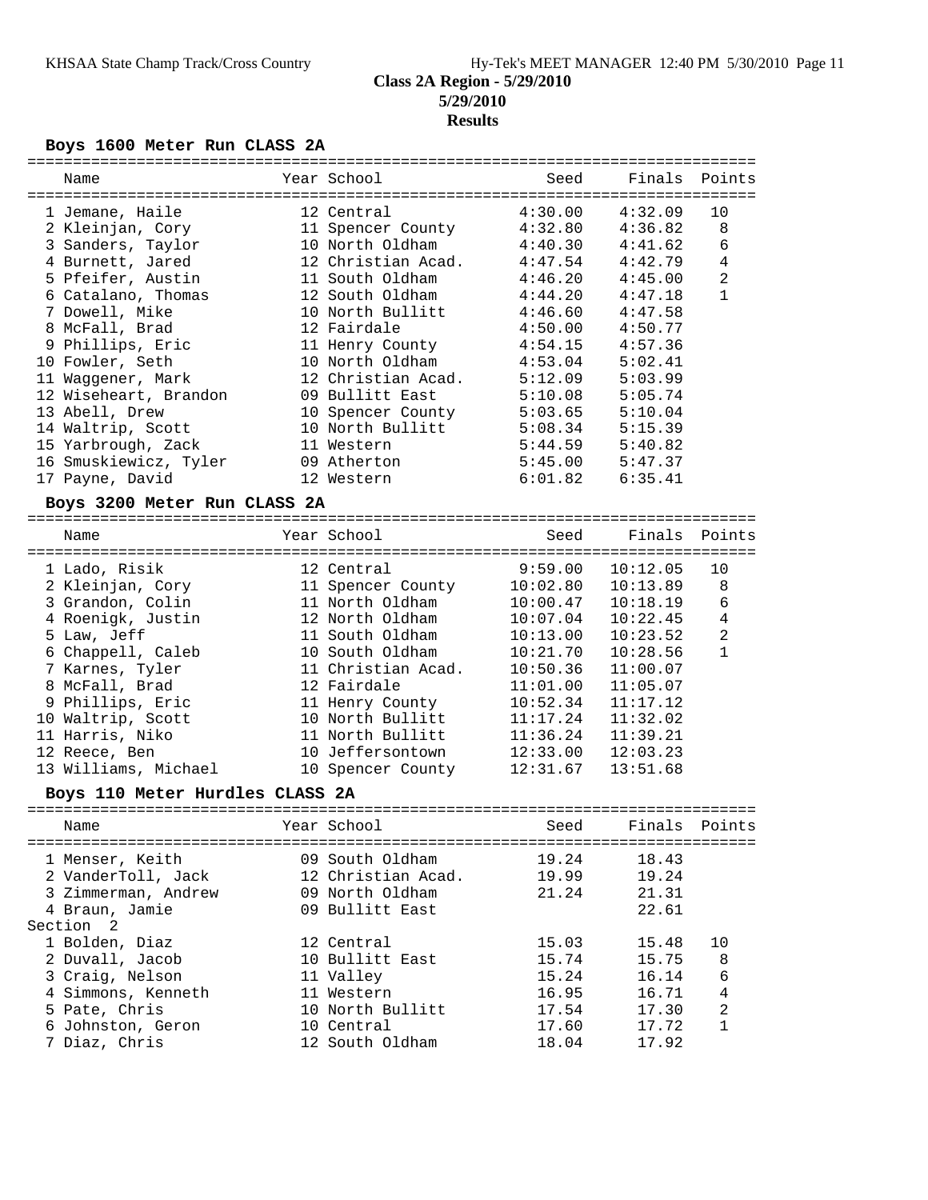# Class 2A Region - 5/29/2010

**5/29/2010**

**Results**

## Boys 1600 Meter Run CLASS 2A

| Name | Year | School | Seed | Finals | Points |
|---|---|---|---|---|---|
| 1 Jemane, Haile | 12 | Central | 4:30.00 | 4:32.09 | 10 |
| 2 Kleinjan, Cory | 11 | Spencer County | 4:32.80 | 4:36.82 | 8 |
| 3 Sanders, Taylor | 10 | North Oldham | 4:40.30 | 4:41.62 | 6 |
| 4 Burnett, Jared | 12 | Christian Acad. | 4:47.54 | 4:42.79 | 4 |
| 5 Pfeifer, Austin | 11 | South Oldham | 4:46.20 | 4:45.00 | 2 |
| 6 Catalano, Thomas | 12 | South Oldham | 4:44.20 | 4:47.18 | 1 |
| 7 Dowell, Mike | 10 | North Bullitt | 4:46.60 | 4:47.58 | |
| 8 McFall, Brad | 12 | Fairdale | 4:50.00 | 4:50.77 | |
| 9 Phillips, Eric | 11 | Henry County | 4:54.15 | 4:57.36 | |
| 10 Fowler, Seth | 10 | North Oldham | 4:53.04 | 5:02.41 | |
| 11 Waggener, Mark | 12 | Christian Acad. | 5:12.09 | 5:03.99 | |
| 12 Wiseheart, Brandon | 09 | Bullitt East | 5:10.08 | 5:05.74 | |
| 13 Abell, Drew | 10 | Spencer County | 5:03.65 | 5:10.04 | |
| 14 Waltrip, Scott | 10 | North Bullitt | 5:08.34 | 5:15.39 | |
| 15 Yarbrough, Zack | 11 | Western | 5:44.59 | 5:40.82 | |
| 16 Smuskiewicz, Tyler | 09 | Atherton | 5:45.00 | 5:47.37 | |
| 17 Payne, David | 12 | Western | 6:01.82 | 6:35.41 | |

## Boys 3200 Meter Run CLASS 2A

| Name | Year | School | Seed | Finals | Points |
|---|---|---|---|---|---|
| 1 Lado, Risik | 12 | Central | 9:59.00 | 10:12.05 | 10 |
| 2 Kleinjan, Cory | 11 | Spencer County | 10:02.80 | 10:13.89 | 8 |
| 3 Grandon, Colin | 11 | North Oldham | 10:00.47 | 10:18.19 | 6 |
| 4 Roenigk, Justin | 12 | North Oldham | 10:07.04 | 10:22.45 | 4 |
| 5 Law, Jeff | 11 | South Oldham | 10:13.00 | 10:23.52 | 2 |
| 6 Chappell, Caleb | 10 | South Oldham | 10:21.70 | 10:28.56 | 1 |
| 7 Karnes, Tyler | 11 | Christian Acad. | 10:50.36 | 11:00.07 | |
| 8 McFall, Brad | 12 | Fairdale | 11:01.00 | 11:05.07 | |
| 9 Phillips, Eric | 11 | Henry County | 10:52.34 | 11:17.12 | |
| 10 Waltrip, Scott | 10 | North Bullitt | 11:17.24 | 11:32.02 | |
| 11 Harris, Niko | 11 | North Bullitt | 11:36.24 | 11:39.21 | |
| 12 Reece, Ben | 10 | Jeffersontown | 12:33.00 | 12:03.23 | |
| 13 Williams, Michael | 10 | Spencer County | 12:31.67 | 13:51.68 | |

## Boys 110 Meter Hurdles CLASS 2A

| Name | Year | School | Seed | Finals | Points |
|---|---|---|---|---|---|
| 1 Menser, Keith | 09 | South Oldham | 19.24 | 18.43 | |
| 2 VanderToll, Jack | 12 | Christian Acad. | 19.99 | 19.24 | |
| 3 Zimmerman, Andrew | 09 | North Oldham | 21.24 | 21.31 | |
| 4 Braun, Jamie | 09 | Bullitt East | | 22.61 | |
| **Section 2** | | | | | |
| 1 Bolden, Diaz | 12 | Central | 15.03 | 15.48 | 10 |
| 2 Duvall, Jacob | 10 | Bullitt East | 15.74 | 15.75 | 8 |
| 3 Craig, Nelson | 11 | Valley | 15.24 | 16.14 | 6 |
| 4 Simmons, Kenneth | 11 | Western | 16.95 | 16.71 | 4 |
| 5 Pate, Chris | 10 | North Bullitt | 17.54 | 17.30 | 2 |
| 6 Johnston, Geron | 10 | Central | 17.60 | 17.72 | 1 |
| 7 Diaz, Chris | 12 | South Oldham | 18.04 | 17.92 | |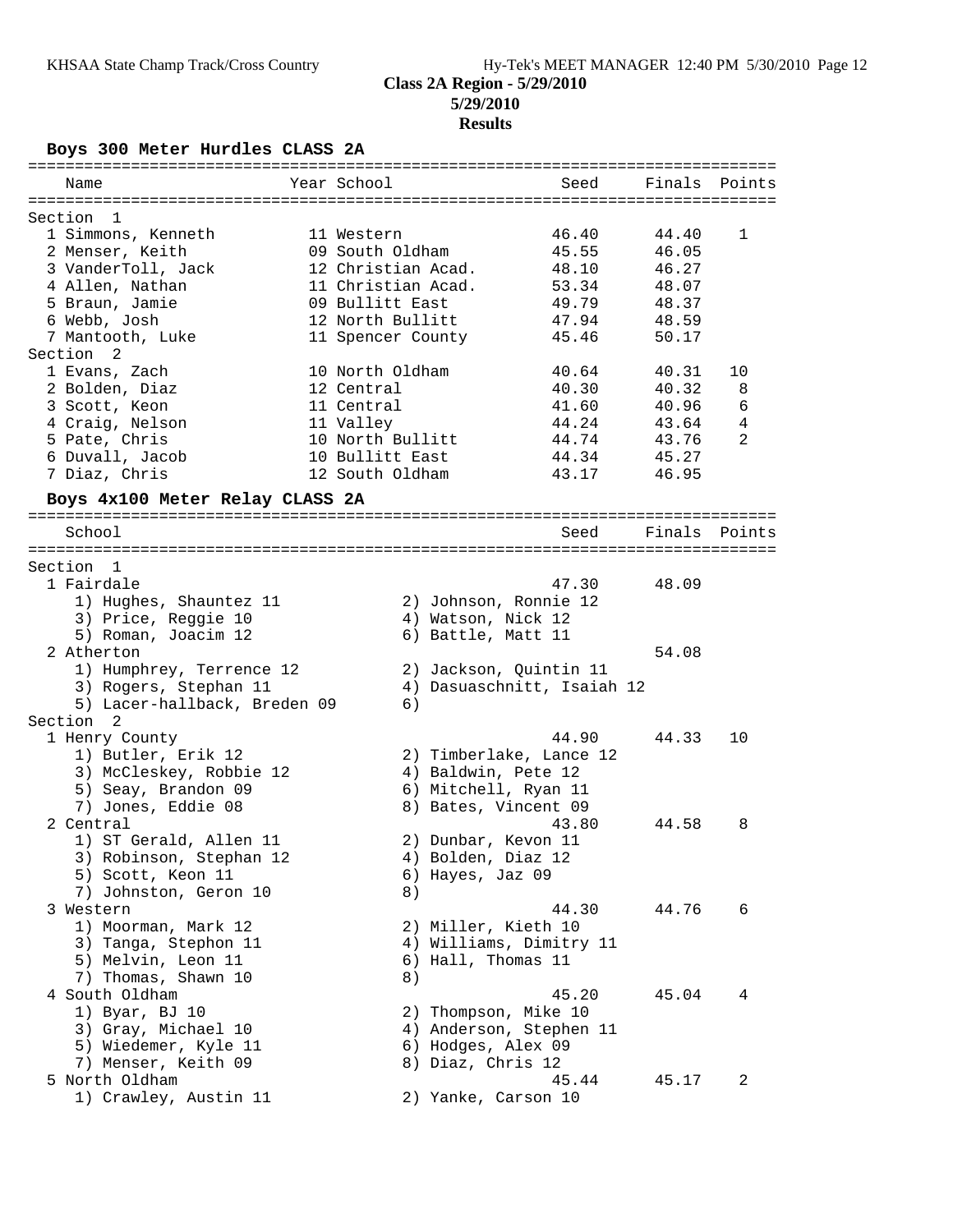**Class 2A Region - 5/29/2010**
**5/29/2010**
**Results**

## Boys 300 Meter Hurdles CLASS 2A

| Name | Year | School | Seed | Finals | Points |
|---|---|---|---|---|---|
| **Section 1** | | | | | |
| 1 Simmons, Kenneth | 11 | Western | 46.40 | 44.40 | 1 |
| 2 Menser, Keith | 09 | South Oldham | 45.55 | 46.05 | |
| 3 VanderToll, Jack | 12 | Christian Acad. | 48.10 | 46.27 | |
| 4 Allen, Nathan | 11 | Christian Acad. | 53.34 | 48.07 | |
| 5 Braun, Jamie | 09 | Bullitt East | 49.79 | 48.37 | |
| 6 Webb, Josh | 12 | North Bullitt | 47.94 | 48.59 | |
| 7 Mantooth, Luke | 11 | Spencer County | 45.46 | 50.17 | |
| **Section 2** | | | | | |
| 1 Evans, Zach | 10 | North Oldham | 40.64 | 40.31 | 10 |
| 2 Bolden, Diaz | 12 | Central | 40.30 | 40.32 | 8 |
| 3 Scott, Keon | 11 | Central | 41.60 | 40.96 | 6 |
| 4 Craig, Nelson | 11 | Valley | 44.24 | 43.64 | 4 |
| 5 Pate, Chris | 10 | North Bullitt | 44.74 | 43.76 | 2 |
| 6 Duvall, Jacob | 10 | Bullitt East | 44.34 | 45.27 | |
| 7 Diaz, Chris | 12 | South Oldham | 43.17 | 46.95 | |

## Boys 4x100 Meter Relay CLASS 2A

| School | Seed | Finals | Points |
|---|---|---|---|
| **Section 1** | | | |
| 1 Fairdale | 47.30 | 48.09 | |
| 1) Hughes, Shauntez 11; 2) Johnson, Ronnie 12; 3) Price, Reggie 10; 4) Watson, Nick 12; 5) Roman, Joacim 12; 6) Battle, Matt 11 | | | |
| 2 Atherton | | 54.08 | |
| 1) Humphrey, Terrence 12; 2) Jackson, Quintin 11; 3) Rogers, Stephan 11; 4) Dasuaschnitt, Isaiah 12; 5) Lacer-hallback, Breden 09; 6) | | | |
| **Section 2** | | | |
| 1 Henry County | 44.90 | 44.33 | 10 |
| 1) Butler, Erik 12; 2) Timberlake, Lance 12; 3) McCleskey, Robbie 12; 4) Baldwin, Pete 12; 5) Seay, Brandon 09; 6) Mitchell, Ryan 11; 7) Jones, Eddie 08; 8) Bates, Vincent 09 | | | |
| 2 Central | 43.80 | 44.58 | 8 |
| 1) ST Gerald, Allen 11; 2) Dunbar, Kevon 11; 3) Robinson, Stephan 12; 4) Bolden, Diaz 12; 5) Scott, Keon 11; 6) Hayes, Jaz 09; 7) Johnston, Geron 10; 8) | | | |
| 3 Western | 44.30 | 44.76 | 6 |
| 1) Moorman, Mark 12; 2) Miller, Kieth 10; 3) Tanga, Stephon 11; 4) Williams, Dimitry 11; 5) Melvin, Leon 11; 6) Hall, Thomas 11; 7) Thomas, Shawn 10; 8) | | | |
| 4 South Oldham | 45.20 | 45.04 | 4 |
| 1) Byar, BJ 10; 2) Thompson, Mike 10; 3) Gray, Michael 10; 4) Anderson, Stephen 11; 5) Wiedemer, Kyle 11; 6) Hodges, Alex 09; 7) Menser, Keith 09; 8) Diaz, Chris 12 | | | |
| 5 North Oldham | 45.44 | 45.17 | 2 |
| 1) Crawley, Austin 11; 2) Yanke, Carson 10 | | | |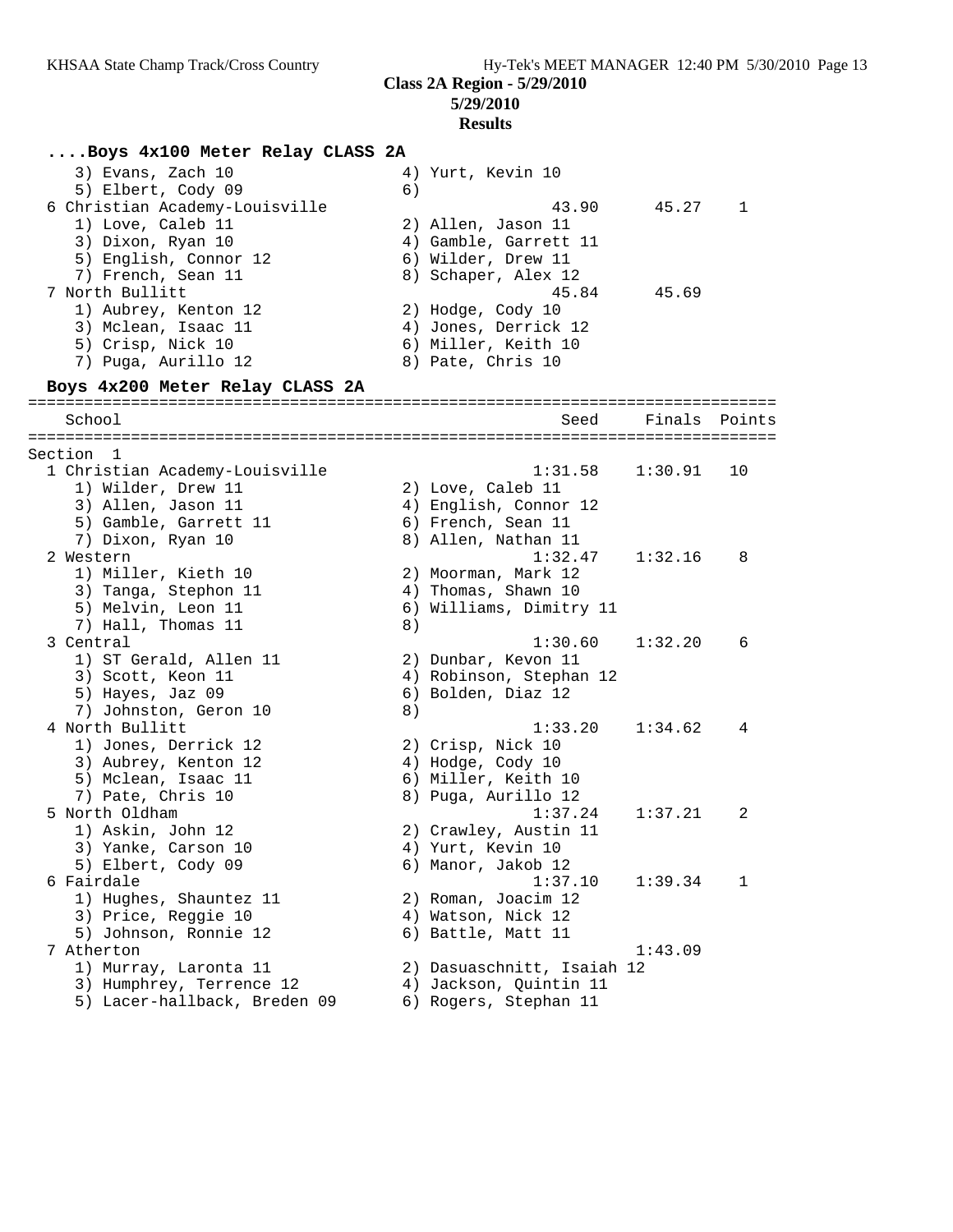**Class 2A Region - 5/29/2010**
**5/29/2010**
**Results**

### ....Boys 4x100 Meter Relay CLASS 2A

```
    3) Evans, Zach 10                 4) Yurt, Kevin 10
    5) Elbert, Cody 09                6)
  6 Christian Academy-Louisville                 43.90      45.27    1
    1) Love, Caleb 11                 2) Allen, Jason 11
    3) Dixon, Ryan 10                 4) Gamble, Garrett 11
    5) English, Connor 12             6) Wilder, Drew 11
    7) French, Sean 11                8) Schaper, Alex 12
  7 North Bullitt                                45.84      45.69
    1) Aubrey, Kenton 12              2) Hodge, Cody 10
    3) Mclean, Isaac 11               4) Jones, Derrick 12
    5) Crisp, Nick 10                 6) Miller, Keith 10
    7) Puga, Aurillo 12               8) Pate, Chris 10
```

### Boys 4x200 Meter Relay CLASS 2A

```
================================================================================
    School                                       Seed     Finals  Points
================================================================================
Section  1
  1 Christian Academy-Louisville               1:31.58    1:30.91   10
    1) Wilder, Drew 11                2) Love, Caleb 11
    3) Allen, Jason 11                4) English, Connor 12
    5) Gamble, Garrett 11             6) French, Sean 11
    7) Dixon, Ryan 10                 8) Allen, Nathan 11
  2 Western                                    1:32.47    1:32.16    8
    1) Miller, Kieth 10               2) Moorman, Mark 12
    3) Tanga, Stephon 11              4) Thomas, Shawn 10
    5) Melvin, Leon 11                6) Williams, Dimitry 11
    7) Hall, Thomas 11                8)
  3 Central                                    1:30.60    1:32.20    6
    1) ST Gerald, Allen 11            2) Dunbar, Kevon 11
    3) Scott, Keon 11                 4) Robinson, Stephan 12
    5) Hayes, Jaz 09                  6) Bolden, Diaz 12
    7) Johnston, Geron 10             8)
  4 North Bullitt                              1:33.20    1:34.62    4
    1) Jones, Derrick 12              2) Crisp, Nick 10
    3) Aubrey, Kenton 12              4) Hodge, Cody 10
    5) Mclean, Isaac 11               6) Miller, Keith 10
    7) Pate, Chris 10                 8) Puga, Aurillo 12
  5 North Oldham                               1:37.24    1:37.21    2
    1) Askin, John 12                 2) Crawley, Austin 11
    3) Yanke, Carson 10               4) Yurt, Kevin 10
    5) Elbert, Cody 09                6) Manor, Jakob 12
  6 Fairdale                                   1:37.10    1:39.34    1
    1) Hughes, Shauntez 11            2) Roman, Joacim 12
    3) Price, Reggie 10               4) Watson, Nick 12
    5) Johnson, Ronnie 12             6) Battle, Matt 11
  7 Atherton                                              1:43.09
    1) Murray, Laronta 11             2) Dasuaschnitt, Isaiah 12
    3) Humphrey, Terrence 12          4) Jackson, Quintin 11
    5) Lacer-hallback, Breden 09      6) Rogers, Stephan 11
```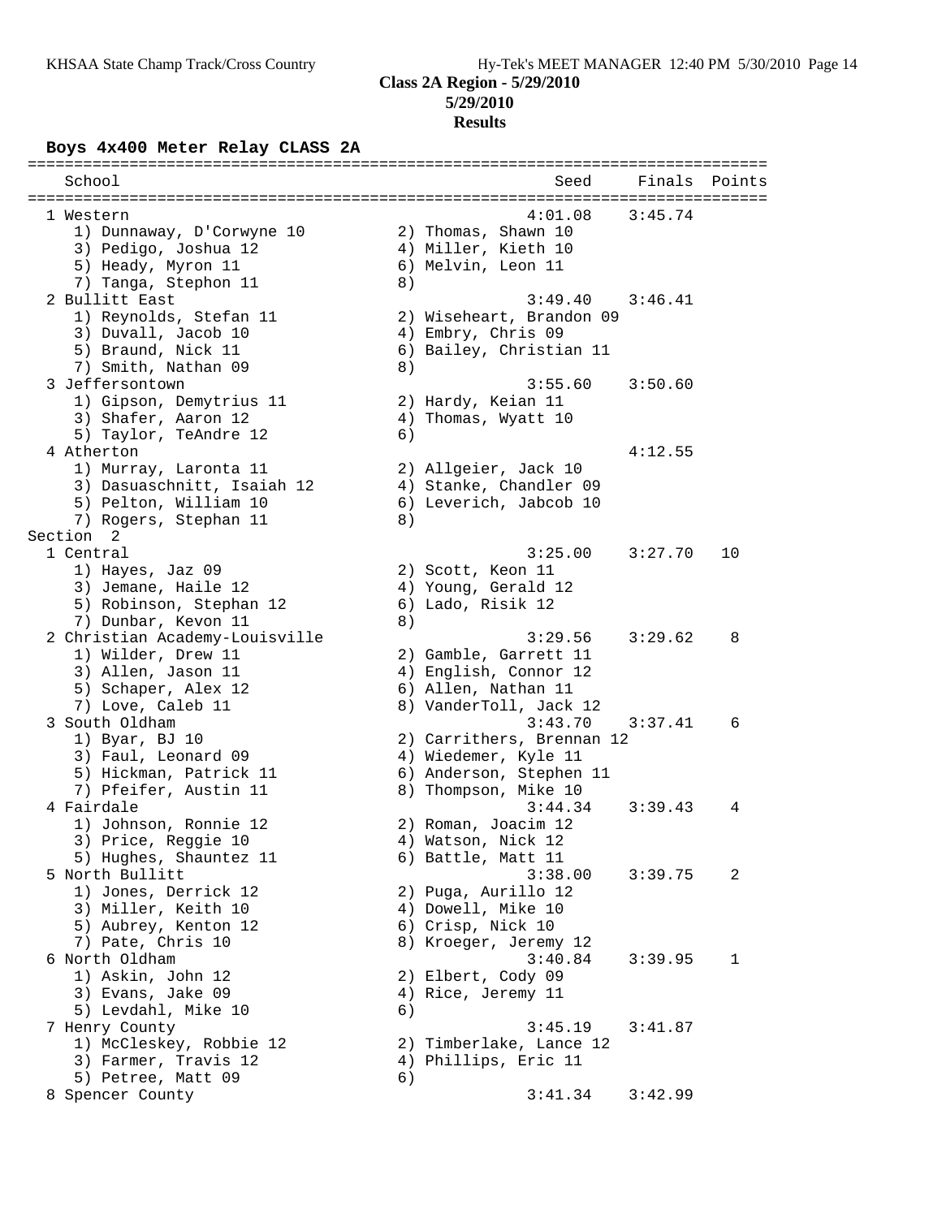**Class 2A Region - 5/29/2010**
**5/29/2010**
**Results**

### Boys 4x400 Meter Relay CLASS 2A

```
================================================================================
    School                                               Seed     Finals  Points
================================================================================
  1 Western                                            4:01.08    3:45.74
     1) Dunnaway, D'Corwyne 10          2) Thomas, Shawn 10
     3) Pedigo, Joshua 12               4) Miller, Kieth 10
     5) Heady, Myron 11                 6) Melvin, Leon 11
     7) Tanga, Stephon 11               8)
  2 Bullitt East                                       3:49.40    3:46.41
     1) Reynolds, Stefan 11             2) Wiseheart, Brandon 09
     3) Duvall, Jacob 10                4) Embry, Chris 09
     5) Braund, Nick 11                 6) Bailey, Christian 11
     7) Smith, Nathan 09                8)
  3 Jeffersontown                                      3:55.60    3:50.60
     1) Gipson, Demytrius 11            2) Hardy, Keian 11
     3) Shafer, Aaron 12                4) Thomas, Wyatt 10
     5) Taylor, TeAndre 12              6)
  4 Atherton                                                      4:12.55
     1) Murray, Laronta 11              2) Allgeier, Jack 10
     3) Dasuaschnitt, Isaiah 12         4) Stanke, Chandler 09
     5) Pelton, William 10              6) Leverich, Jabcob 10
     7) Rogers, Stephan 11              8)
Section  2
  1 Central                                            3:25.00    3:27.70   10
     1) Hayes, Jaz 09                   2) Scott, Keon 11
     3) Jemane, Haile 12                4) Young, Gerald 12
     5) Robinson, Stephan 12            6) Lado, Risik 12
     7) Dunbar, Kevon 11                8)
  2 Christian Academy-Louisville                       3:29.56    3:29.62    8
     1) Wilder, Drew 11                 2) Gamble, Garrett 11
     3) Allen, Jason 11                 4) English, Connor 12
     5) Schaper, Alex 12                6) Allen, Nathan 11
     7) Love, Caleb 11                  8) VanderToll, Jack 12
  3 South Oldham                                       3:43.70    3:37.41    6
     1) Byar, BJ 10                     2) Carrithers, Brennan 12
     3) Faul, Leonard 09                4) Wiedemer, Kyle 11
     5) Hickman, Patrick 11             6) Anderson, Stephen 11
     7) Pfeifer, Austin 11              8) Thompson, Mike 10
  4 Fairdale                                           3:44.34    3:39.43    4
     1) Johnson, Ronnie 12              2) Roman, Joacim 12
     3) Price, Reggie 10                4) Watson, Nick 12
     5) Hughes, Shauntez 11             6) Battle, Matt 11
  5 North Bullitt                                      3:38.00    3:39.75    2
     1) Jones, Derrick 12               2) Puga, Aurillo 12
     3) Miller, Keith 10                4) Dowell, Mike 10
     5) Aubrey, Kenton 12               6) Crisp, Nick 10
     7) Pate, Chris 10                  8) Kroeger, Jeremy 12
  6 North Oldham                                       3:40.84    3:39.95    1
     1) Askin, John 12                  2) Elbert, Cody 09
     3) Evans, Jake 09                  4) Rice, Jeremy 11
     5) Levdahl, Mike 10                6)
  7 Henry County                                       3:45.19    3:41.87
     1) McCleskey, Robbie 12            2) Timberlake, Lance 12
     3) Farmer, Travis 12               4) Phillips, Eric 11
     5) Petree, Matt 09                 6)
  8 Spencer County                                     3:41.34    3:42.99
```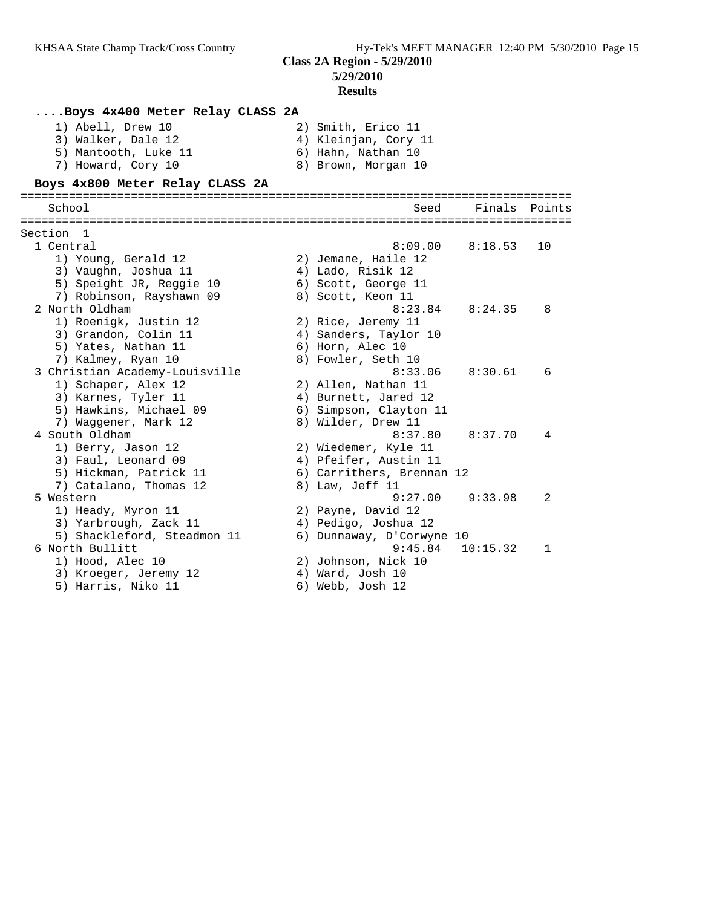## ....Boys 4x400 Meter Relay CLASS 2A

1) Abell, Drew 10
2) Smith, Erico 11
3) Walker, Dale 12
4) Kleinjan, Cory 11
5) Mantooth, Luke 11
6) Hahn, Nathan 10
7) Howard, Cory 10
8) Brown, Morgan 10

## Boys 4x800 Meter Relay CLASS 2A

Section 1

| School | Seed | Finals | Points |
|---|---|---|---|
| 1 Central | 8:09.00 | 8:18.53 | 10 |
| 1) Young, Gerald 12; 2) Jemane, Haile 12; 3) Vaughn, Joshua 11; 4) Lado, Risik 12; 5) Speight JR, Reggie 10; 6) Scott, George 11; 7) Robinson, Rayshawn 09; 8) Scott, Keon 11 | | | |
| 2 North Oldham | 8:23.84 | 8:24.35 | 8 |
| 1) Roenigk, Justin 12; 2) Rice, Jeremy 11; 3) Grandon, Colin 11; 4) Sanders, Taylor 10; 5) Yates, Nathan 11; 6) Horn, Alec 10; 7) Kalmey, Ryan 10; 8) Fowler, Seth 10 | | | |
| 3 Christian Academy-Louisville | 8:33.06 | 8:30.61 | 6 |
| 1) Schaper, Alex 12; 2) Allen, Nathan 11; 3) Karnes, Tyler 11; 4) Burnett, Jared 12; 5) Hawkins, Michael 09; 6) Simpson, Clayton 11; 7) Waggener, Mark 12; 8) Wilder, Drew 11 | | | |
| 4 South Oldham | 8:37.80 | 8:37.70 | 4 |
| 1) Berry, Jason 12; 2) Wiedemer, Kyle 11; 3) Faul, Leonard 09; 4) Pfeifer, Austin 11; 5) Hickman, Patrick 11; 6) Carrithers, Brennan 12; 7) Catalano, Thomas 12; 8) Law, Jeff 11 | | | |
| 5 Western | 9:27.00 | 9:33.98 | 2 |
| 1) Heady, Myron 11; 2) Payne, David 12; 3) Yarbrough, Zack 11; 4) Pedigo, Joshua 12; 5) Shackleford, Steadmon 11; 6) Dunnaway, D'Corwyne 10 | | | |
| 6 North Bullitt | 9:45.84 | 10:15.32 | 1 |
| 1) Hood, Alec 10; 2) Johnson, Nick 10; 3) Kroeger, Jeremy 12; 4) Ward, Josh 10; 5) Harris, Niko 11; 6) Webb, Josh 12 | | | |